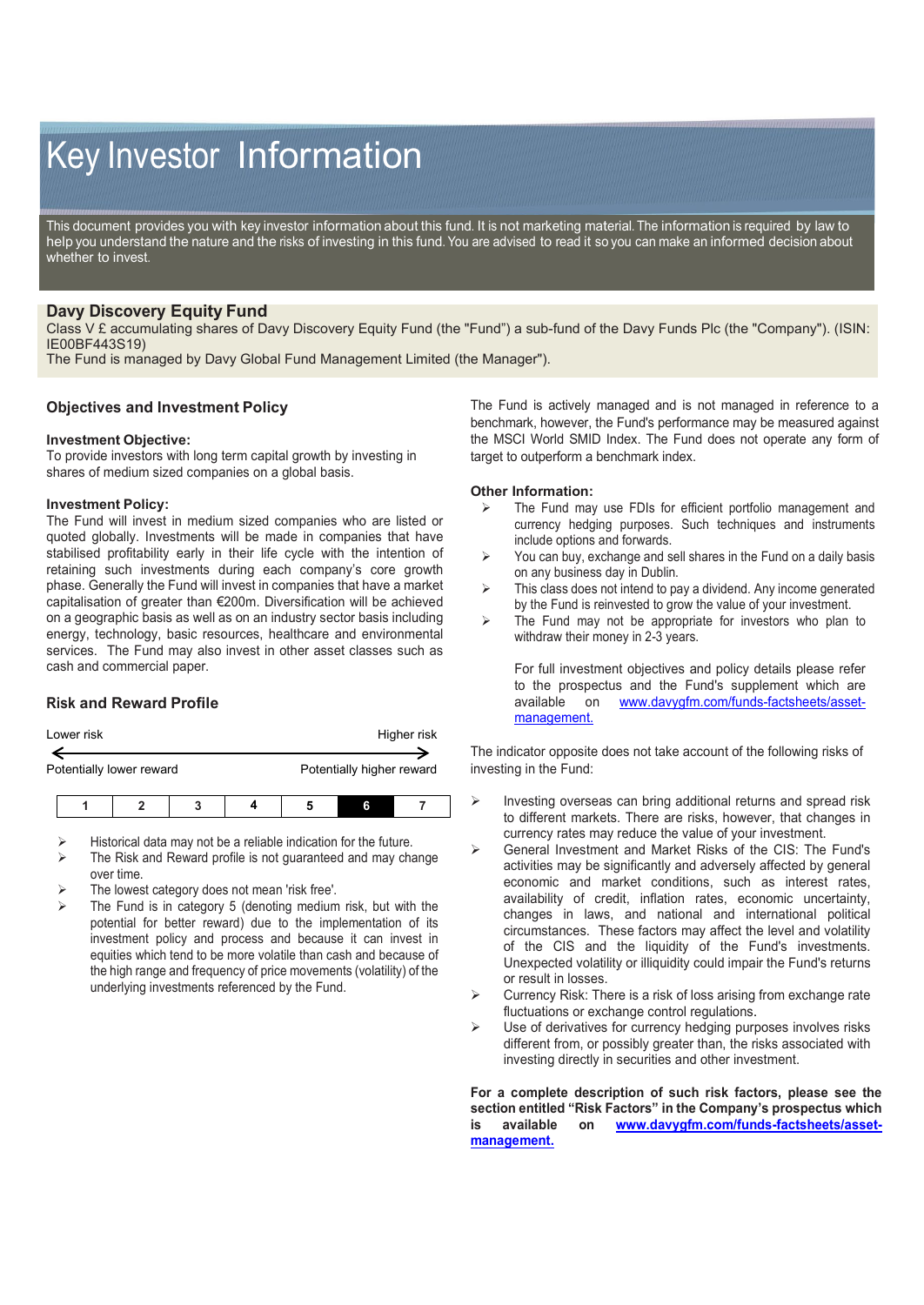# Key Investor Information

This document provides you with key investor information about this fund. It is not marketing material. The information is required by law to help you understand the nature and the risks of investing in this fund. You are advised to read it so you can make an informed decision about whether to invest.

## Davy Discovery Equity Fund

Class V £ accumulating shares of Davy Discovery Equity Fund (the "Fund") a sub-fund of the Davy Funds Plc (the "Company"). (ISIN: IE00BF443S19)
The Fund is managed by Davy Global Fund Management Limited (the Manager").

### Objectives and Investment Policy

**Investment Objective:**
To provide investors with long term capital growth by investing in shares of medium sized companies on a global basis.

**Investment Policy:**
The Fund will invest in medium sized companies who are listed or quoted globally. Investments will be made in companies that have stabilised profitability early in their life cycle with the intention of retaining such investments during each company's core growth phase. Generally the Fund will invest in companies that have a market capitalisation of greater than €200m. Diversification will be achieved on a geographic basis as well as on an industry sector basis including energy, technology, basic resources, healthcare and environmental services. The Fund may also invest in other asset classes such as cash and commercial paper.

The Fund is actively managed and is not managed in reference to a benchmark, however, the Fund's performance may be measured against the MSCI World SMID Index. The Fund does not operate any form of target to outperform a benchmark index.

**Other Information:**

- The Fund may use FDIs for efficient portfolio management and currency hedging purposes. Such techniques and instruments include options and forwards.
- You can buy, exchange and sell shares in the Fund on a daily basis on any business day in Dublin.
- This class does not intend to pay a dividend. Any income generated by the Fund is reinvested to grow the value of your investment.
- The Fund may not be appropriate for investors who plan to withdraw their money in 2-3 years.

For full investment objectives and policy details please refer to the prospectus and the Fund's supplement which are available on www.davygfm.com/funds-factsheets/asset-management.

### Risk and Reward Profile

Lower risk — Higher risk

Potentially lower reward — Potentially higher reward

| 1 | 2 | 3 | 4 | 5 | **6** | 7 |
|---|---|---|---|---|---|---|

- Historical data may not be a reliable indication for the future.
- The Risk and Reward profile is not guaranteed and may change over time.
- The lowest category does not mean 'risk free'.
- The Fund is in category 5 (denoting medium risk, but with the potential for better reward) due to the implementation of its investment policy and process and because it can invest in equities which tend to be more volatile than cash and because of the high range and frequency of price movements (volatility) of the underlying investments referenced by the Fund.

The indicator opposite does not take account of the following risks of investing in the Fund:

- Investing overseas can bring additional returns and spread risk to different markets. There are risks, however, that changes in currency rates may reduce the value of your investment.
- General Investment and Market Risks of the CIS: The Fund's activities may be significantly and adversely affected by general economic and market conditions, such as interest rates, availability of credit, inflation rates, economic uncertainty, changes in laws, and national and international political circumstances. These factors may affect the level and volatility of the CIS and the liquidity of the Fund's investments. Unexpected volatility or illiquidity could impair the Fund's returns or result in losses.
- Currency Risk: There is a risk of loss arising from exchange rate fluctuations or exchange control regulations.
- Use of derivatives for currency hedging purposes involves risks different from, or possibly greater than, the risks associated with investing directly in securities and other investment.

**For a complete description of such risk factors, please see the section entitled "Risk Factors" in the Company's prospectus which is available on www.davygfm.com/funds-factsheets/asset-management.**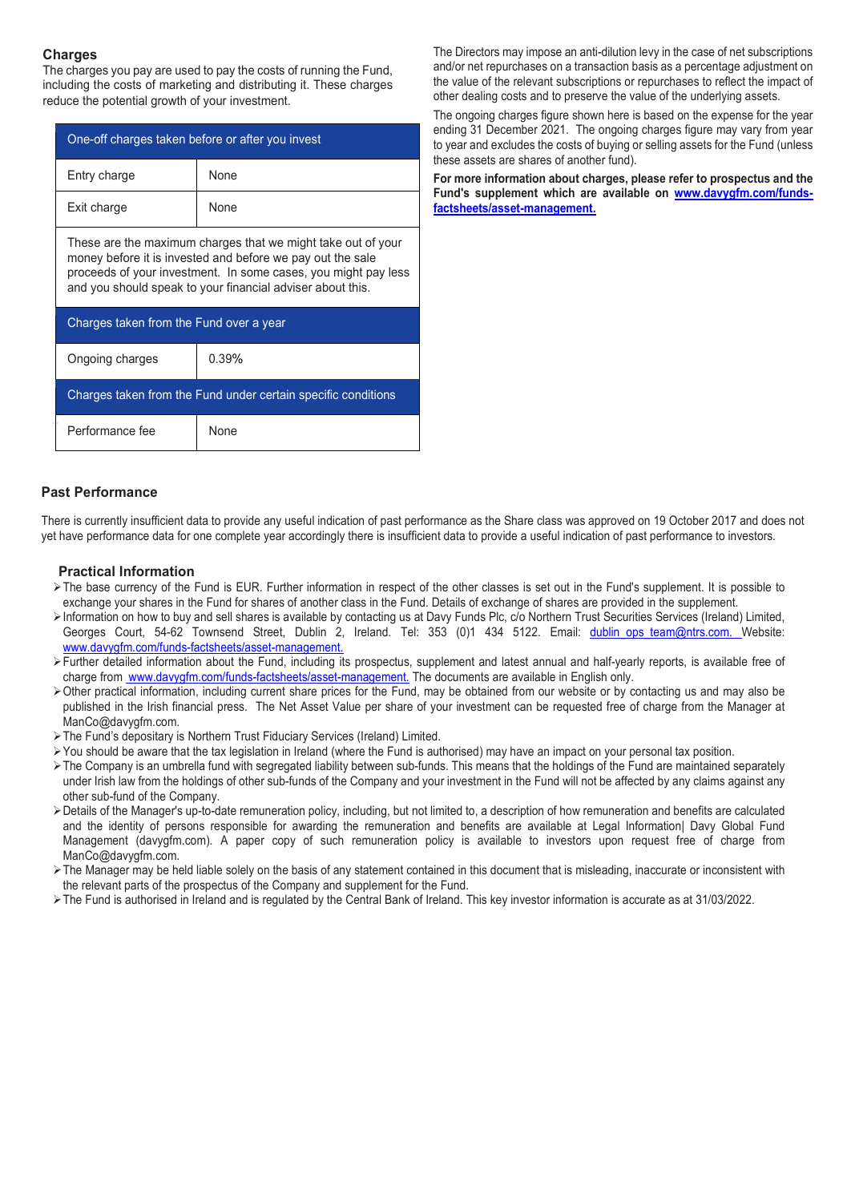## Charges

The charges you pay are used to pay the costs of running the Fund, including the costs of marketing and distributing it. These charges reduce the potential growth of your investment.

| One-off charges taken before or after you invest | |
|---|---|
| Entry charge | None |
| Exit charge | None |
| These are the maximum charges that we might take out of your money before it is invested and before we pay out the sale proceeds of your investment. In some cases, you might pay less and you should speak to your financial adviser about this. | |
| **Charges taken from the Fund over a year** | |
| Ongoing charges | 0.39% |
| **Charges taken from the Fund under certain specific conditions** | |
| Performance fee | None |

The Directors may impose an anti-dilution levy in the case of net subscriptions and/or net repurchases on a transaction basis as a percentage adjustment on the value of the relevant subscriptions or repurchases to reflect the impact of other dealing costs and to preserve the value of the underlying assets.

The ongoing charges figure shown here is based on the expense for the year ending 31 December 2021. The ongoing charges figure may vary from year to year and excludes the costs of buying or selling assets for the Fund (unless these assets are shares of another fund).

**For more information about charges, please refer to prospectus and the Fund's supplement which are available on www.davygfm.com/funds-factsheets/asset-management.**

## Past Performance

There is currently insufficient data to provide any useful indication of past performance as the Share class was approved on 19 October 2017 and does not yet have performance data for one complete year accordingly there is insufficient data to provide a useful indication of past performance to investors.

## Practical Information

- The base currency of the Fund is EUR. Further information in respect of the other classes is set out in the Fund's supplement. It is possible to exchange your shares in the Fund for shares of another class in the Fund. Details of exchange of shares are provided in the supplement.
- Information on how to buy and sell shares is available by contacting us at Davy Funds Plc, c/o Northern Trust Securities Services (Ireland) Limited, Georges Court, 54-62 Townsend Street, Dublin 2, Ireland. Tel: 353 (0)1 434 5122. Email: dublin_ops_team@ntrs.com. Website: www.davygfm.com/funds-factsheets/asset-management.
- Further detailed information about the Fund, including its prospectus, supplement and latest annual and half-yearly reports, is available free of charge from www.davygfm.com/funds-factsheets/asset-management. The documents are available in English only.
- Other practical information, including current share prices for the Fund, may be obtained from our website or by contacting us and may also be published in the Irish financial press. The Net Asset Value per share of your investment can be requested free of charge from the Manager at ManCo@davygfm.com.
- The Fund's depositary is Northern Trust Fiduciary Services (Ireland) Limited.
- You should be aware that the tax legislation in Ireland (where the Fund is authorised) may have an impact on your personal tax position.
- The Company is an umbrella fund with segregated liability between sub-funds. This means that the holdings of the Fund are maintained separately under Irish law from the holdings of other sub-funds of the Company and your investment in the Fund will not be affected by any claims against any other sub-fund of the Company.
- Details of the Manager's up-to-date remuneration policy, including, but not limited to, a description of how remuneration and benefits are calculated and the identity of persons responsible for awarding the remuneration and benefits are available at Legal Information| Davy Global Fund Management (davygfm.com). A paper copy of such remuneration policy is available to investors upon request free of charge from ManCo@davygfm.com.
- The Manager may be held liable solely on the basis of any statement contained in this document that is misleading, inaccurate or inconsistent with the relevant parts of the prospectus of the Company and supplement for the Fund.
- The Fund is authorised in Ireland and is regulated by the Central Bank of Ireland. This key investor information is accurate as at 31/03/2022.